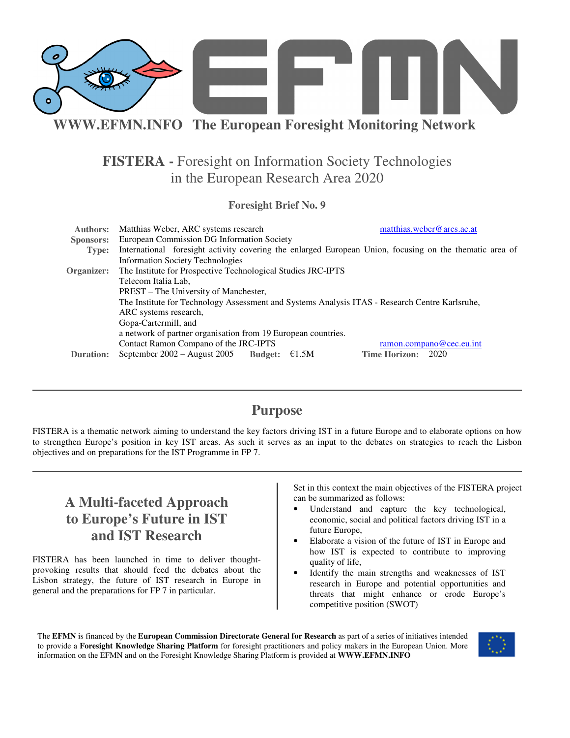**WWW.EFMN.INFO The European Foresight Monitoring Network**

# FISTERA - Foresight on Information Society Technologies in the European Research Area 2020

**Foresight Brief No. 9**

**Authors:** Matthias Weber, ARC systems research matthias.weber@arcs.ac.at
**Sponsors:** European Commission DG Information Society
**Type:** International foresight activity covering the enlarged European Union, focusing on the thematic area of Information Society Technologies
**Organizer:** The Institute for Prospective Technological Studies JRC-IPTS
Telecom Italia Lab,
PREST – The University of Manchester,
The Institute for Technology Assessment and Systems Analysis ITAS - Research Centre Karlsruhe,
ARC systems research,
Gopa-Cartermill, and
a network of partner organisation from 19 European countries.
Contact Ramon Compano of the JRC-IPTS ramon.compano@cec.eu.int
**Duration:** September 2002 – August 2005 **Budget:** €1.5M **Time Horizon:** 2020

## Purpose

FISTERA is a thematic network aiming to understand the key factors driving IST in a future Europe and to elaborate options on how to strengthen Europe's position in key IST areas. As such it serves as an input to the debates on strategies to reach the Lisbon objectives and on preparations for the IST Programme in FP 7.

## A Multi-faceted Approach to Europe's Future in IST and IST Research

FISTERA has been launched in time to deliver thought-provoking results that should feed the debates about the Lisbon strategy, the future of IST research in Europe in general and the preparations for FP 7 in particular.

Set in this context the main objectives of the FISTERA project can be summarized as follows:

- Understand and capture the key technological, economic, social and political factors driving IST in a future Europe,
- Elaborate a vision of the future of IST in Europe and how IST is expected to contribute to improving quality of life,
- Identify the main strengths and weaknesses of IST research in Europe and potential opportunities and threats that might enhance or erode Europe's competitive position (SWOT)

The **EFMN** is financed by the **European Commission Directorate General for Research** as part of a series of initiatives intended to provide a **Foresight Knowledge Sharing Platform** for foresight practitioners and policy makers in the European Union. More information on the EFMN and on the Foresight Knowledge Sharing Platform is provided at **WWW.EFMN.INFO**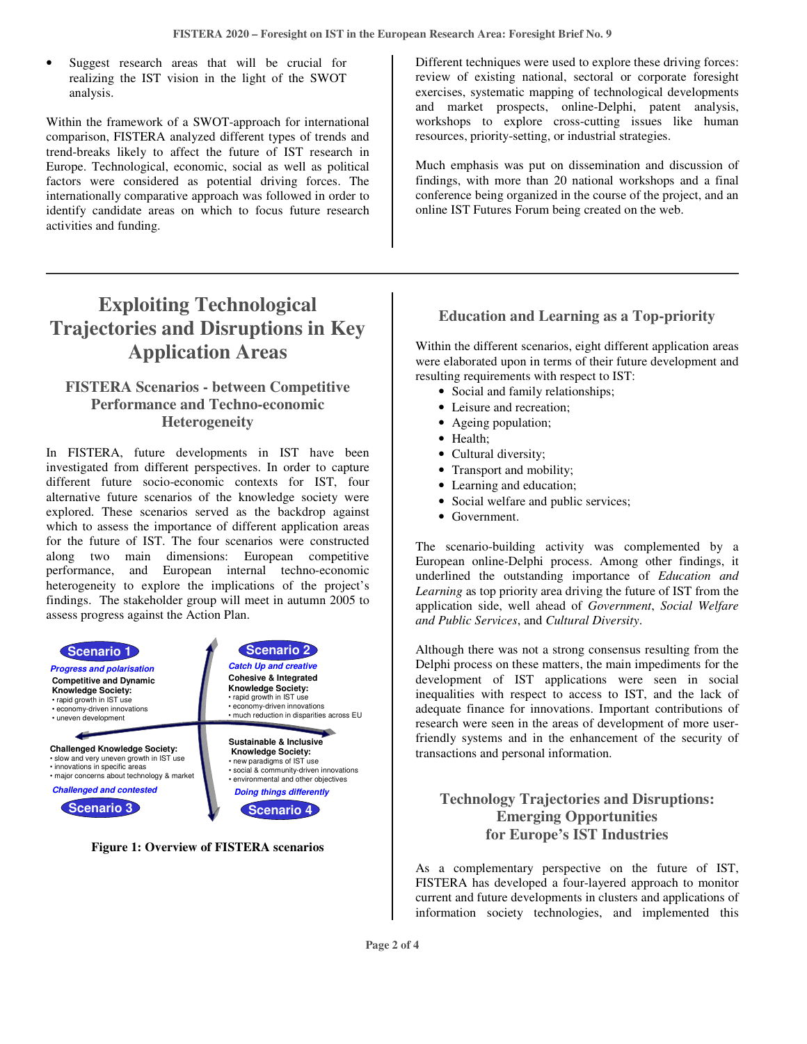- Suggest research areas that will be crucial for realizing the IST vision in the light of the SWOT analysis.

Within the framework of a SWOT-approach for international comparison, FISTERA analyzed different types of trends and trend-breaks likely to affect the future of IST research in Europe. Technological, economic, social as well as political factors were considered as potential driving forces. The internationally comparative approach was followed in order to identify candidate areas on which to focus future research activities and funding.

Different techniques were used to explore these driving forces: review of existing national, sectoral or corporate foresight exercises, systematic mapping of technological developments and market prospects, online-Delphi, patent analysis, workshops to explore cross-cutting issues like human resources, priority-setting, or industrial strategies.

Much emphasis was put on dissemination and discussion of findings, with more than 20 national workshops and a final conference being organized in the course of the project, and an online IST Futures Forum being created on the web.

# Exploiting Technological Trajectories and Disruptions in Key Application Areas

## FISTERA Scenarios - between Competitive Performance and Techno-economic Heterogeneity

In FISTERA, future developments in IST have been investigated from different perspectives. In order to capture different future socio-economic contexts for IST, four alternative future scenarios of the knowledge society were explored. These scenarios served as the backdrop against which to assess the importance of different application areas for the future of IST. The four scenarios were constructed along two main dimensions: European competitive performance, and European internal techno-economic heterogeneity to explore the implications of the project's findings. The stakeholder group will meet in autumn 2005 to assess progress against the Action Plan.

**Scenario 1**
*Progress and polarisation*
**Competitive and Dynamic Knowledge Society:**
- rapid growth in IST use
- economy-driven innovations
- uneven development

**Scenario 2**
*Catch Up and creative*
**Cohesive & Integrated Knowledge Society:**
- rapid growth in IST use
- economy-driven innovations
- much reduction in disparities across EU

**Scenario 3**
**Challenged Knowledge Society:**
- slow and very uneven growth in IST use
- innovations in specific areas
- major concerns about technology & market

*Challenged and contested*

**Scenario 4**
**Sustainable & Inclusive Knowledge Society:**
- new paradigms of IST use
- social & community-driven innovations
- environmental and other objectives

*Doing things differently*

**Figure 1: Overview of FISTERA scenarios**

## Education and Learning as a Top-priority

Within the different scenarios, eight different application areas were elaborated upon in terms of their future development and resulting requirements with respect to IST:

- Social and family relationships;
- Leisure and recreation;
- Ageing population;
- Health;
- Cultural diversity;
- Transport and mobility;
- Learning and education;
- Social welfare and public services;
- Government.

The scenario-building activity was complemented by a European online-Delphi process. Among other findings, it underlined the outstanding importance of *Education and Learning* as top priority area driving the future of IST from the application side, well ahead of *Government*, *Social Welfare and Public Services*, and *Cultural Diversity*.

Although there was not a strong consensus resulting from the Delphi process on these matters, the main impediments for the development of IST applications were seen in social inequalities with respect to access to IST, and the lack of adequate finance for innovations. Important contributions of research were seen in the areas of development of more user-friendly systems and in the enhancement of the security of transactions and personal information.

## Technology Trajectories and Disruptions: Emerging Opportunities for Europe's IST Industries

As a complementary perspective on the future of IST, FISTERA has developed a four-layered approach to monitor current and future developments in clusters and applications of information society technologies, and implemented this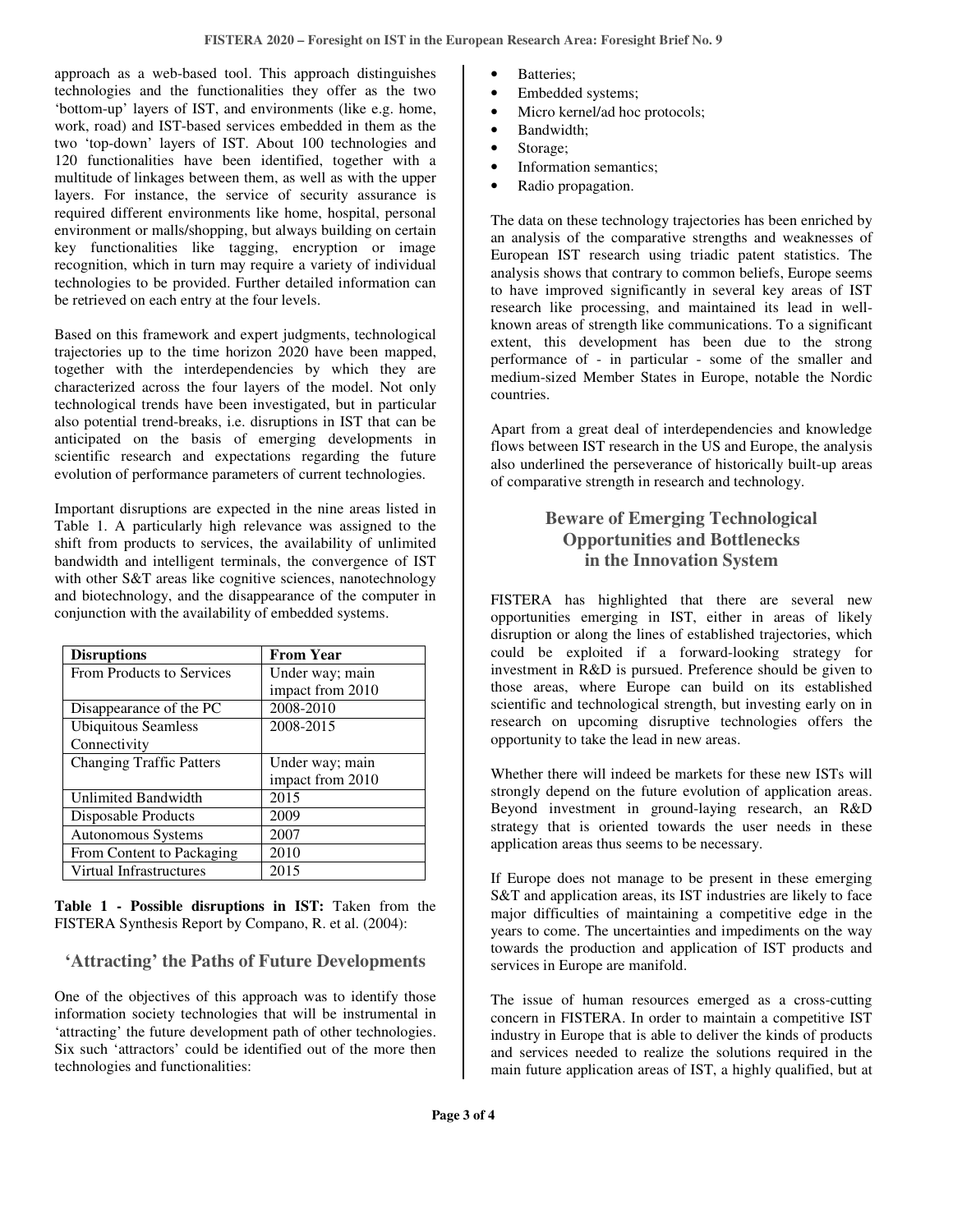approach as a web-based tool. This approach distinguishes technologies and the functionalities they offer as the two 'bottom-up' layers of IST, and environments (like e.g. home, work, road) and IST-based services embedded in them as the two 'top-down' layers of IST. About 100 technologies and 120 functionalities have been identified, together with a multitude of linkages between them, as well as with the upper layers. For instance, the service of security assurance is required different environments like home, hospital, personal environment or malls/shopping, but always building on certain key functionalities like tagging, encryption or image recognition, which in turn may require a variety of individual technologies to be provided. Further detailed information can be retrieved on each entry at the four levels.

Based on this framework and expert judgments, technological trajectories up to the time horizon 2020 have been mapped, together with the interdependencies by which they are characterized across the four layers of the model. Not only technological trends have been investigated, but in particular also potential trend-breaks, i.e. disruptions in IST that can be anticipated on the basis of emerging developments in scientific research and expectations regarding the future evolution of performance parameters of current technologies.

Important disruptions are expected in the nine areas listed in Table 1. A particularly high relevance was assigned to the shift from products to services, the availability of unlimited bandwidth and intelligent terminals, the convergence of IST with other S&T areas like cognitive sciences, nanotechnology and biotechnology, and the disappearance of the computer in conjunction with the availability of embedded systems.

| Disruptions | From Year |
|---|---|
| From Products to Services | Under way; main impact from 2010 |
| Disappearance of the PC | 2008-2010 |
| Ubiquitous Seamless Connectivity | 2008-2015 |
| Changing Traffic Patters | Under way; main impact from 2010 |
| Unlimited Bandwidth | 2015 |
| Disposable Products | 2009 |
| Autonomous Systems | 2007 |
| From Content to Packaging | 2010 |
| Virtual Infrastructures | 2015 |

**Table 1 - Possible disruptions in IST:** Taken from the FISTERA Synthesis Report by Compano, R. et al. (2004):

## 'Attracting' the Paths of Future Developments

One of the objectives of this approach was to identify those information society technologies that will be instrumental in 'attracting' the future development path of other technologies. Six such 'attractors' could be identified out of the more then technologies and functionalities:

- Batteries;
- Embedded systems;
- Micro kernel/ad hoc protocols;
- Bandwidth;
- Storage;
- Information semantics;
- Radio propagation.

The data on these technology trajectories has been enriched by an analysis of the comparative strengths and weaknesses of European IST research using triadic patent statistics. The analysis shows that contrary to common beliefs, Europe seems to have improved significantly in several key areas of IST research like processing, and maintained its lead in well-known areas of strength like communications. To a significant extent, this development has been due to the strong performance of - in particular - some of the smaller and medium-sized Member States in Europe, notable the Nordic countries.

Apart from a great deal of interdependencies and knowledge flows between IST research in the US and Europe, the analysis also underlined the perseverance of historically built-up areas of comparative strength in research and technology.

## Beware of Emerging Technological Opportunities and Bottlenecks in the Innovation System

FISTERA has highlighted that there are several new opportunities emerging in IST, either in areas of likely disruption or along the lines of established trajectories, which could be exploited if a forward-looking strategy for investment in R&D is pursued. Preference should be given to those areas, where Europe can build on its established scientific and technological strength, but investing early on in research on upcoming disruptive technologies offers the opportunity to take the lead in new areas.

Whether there will indeed be markets for these new ISTs will strongly depend on the future evolution of application areas. Beyond investment in ground-laying research, an R&D strategy that is oriented towards the user needs in these application areas thus seems to be necessary.

If Europe does not manage to be present in these emerging S&T and application areas, its IST industries are likely to face major difficulties of maintaining a competitive edge in the years to come. The uncertainties and impediments on the way towards the production and application of IST products and services in Europe are manifold.

The issue of human resources emerged as a cross-cutting concern in FISTERA. In order to maintain a competitive IST industry in Europe that is able to deliver the kinds of products and services needed to realize the solutions required in the main future application areas of IST, a highly qualified, but at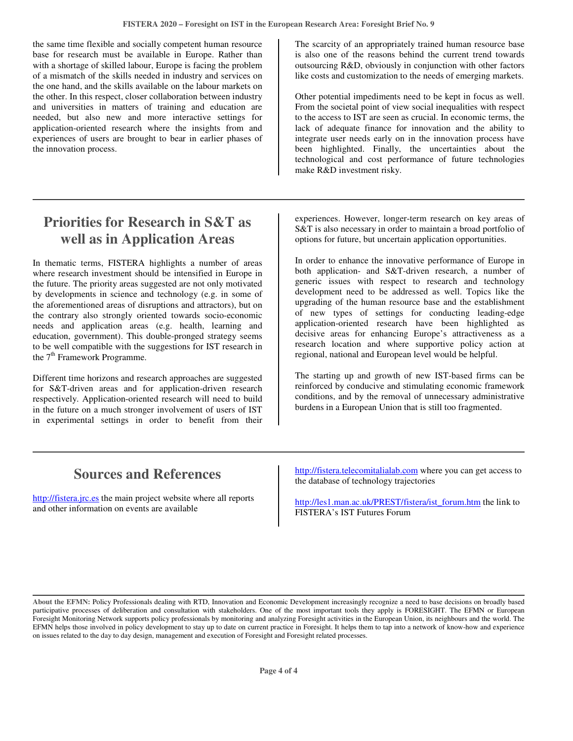the same time flexible and socially competent human resource base for research must be available in Europe. Rather than with a shortage of skilled labour, Europe is facing the problem of a mismatch of the skills needed in industry and services on the one hand, and the skills available on the labour markets on the other. In this respect, closer collaboration between industry and universities in matters of training and education are needed, but also new and more interactive settings for application-oriented research where the insights from and experiences of users are brought to bear in earlier phases of the innovation process.

The scarcity of an appropriately trained human resource base is also one of the reasons behind the current trend towards outsourcing R&D, obviously in conjunction with other factors like costs and customization to the needs of emerging markets.

Other potential impediments need to be kept in focus as well. From the societal point of view social inequalities with respect to the access to IST are seen as crucial. In economic terms, the lack of adequate finance for innovation and the ability to integrate user needs early on in the innovation process have been highlighted. Finally, the uncertainties about the technological and cost performance of future technologies make R&D investment risky.

## Priorities for Research in S&T as well as in Application Areas

In thematic terms, FISTERA highlights a number of areas where research investment should be intensified in Europe in the future. The priority areas suggested are not only motivated by developments in science and technology (e.g. in some of the aforementioned areas of disruptions and attractors), but on the contrary also strongly oriented towards socio-economic needs and application areas (e.g. health, learning and education, government). This double-pronged strategy seems to be well compatible with the suggestions for IST research in the 7th Framework Programme.

Different time horizons and research approaches are suggested for S&T-driven areas and for application-driven research respectively. Application-oriented research will need to build in the future on a much stronger involvement of users of IST in experimental settings in order to benefit from their experiences. However, longer-term research on key areas of S&T is also necessary in order to maintain a broad portfolio of options for future, but uncertain application opportunities.

In order to enhance the innovative performance of Europe in both application- and S&T-driven research, a number of generic issues with respect to research and technology development need to be addressed as well. Topics like the upgrading of the human resource base and the establishment of new types of settings for conducting leading-edge application-oriented research have been highlighted as decisive areas for enhancing Europe's attractiveness as a research location and where supportive policy action at regional, national and European level would be helpful.

The starting up and growth of new IST-based firms can be reinforced by conducive and stimulating economic framework conditions, and by the removal of unnecessary administrative burdens in a European Union that is still too fragmented.

## Sources and References

http://fistera.jrc.es the main project website where all reports and other information on events are available

http://fistera.telecomitalialab.com where you can get access to the database of technology trajectories

http://les1.man.ac.uk/PREST/fistera/ist_forum.htm the link to FISTERA's IST Futures Forum

**About the EFMN:** Policy Professionals dealing with RTD, Innovation and Economic Development increasingly recognize a need to base decisions on broadly based participative processes of deliberation and consultation with stakeholders. One of the most important tools they apply is FORESIGHT. The EFMN or European Foresight Monitoring Network supports policy professionals by monitoring and analyzing Foresight activities in the European Union, its neighbours and the world. The EFMN helps those involved in policy development to stay up to date on current practice in Foresight. It helps them to tap into a network of know-how and experience on issues related to the day to day design, management and execution of Foresight and Foresight related processes.